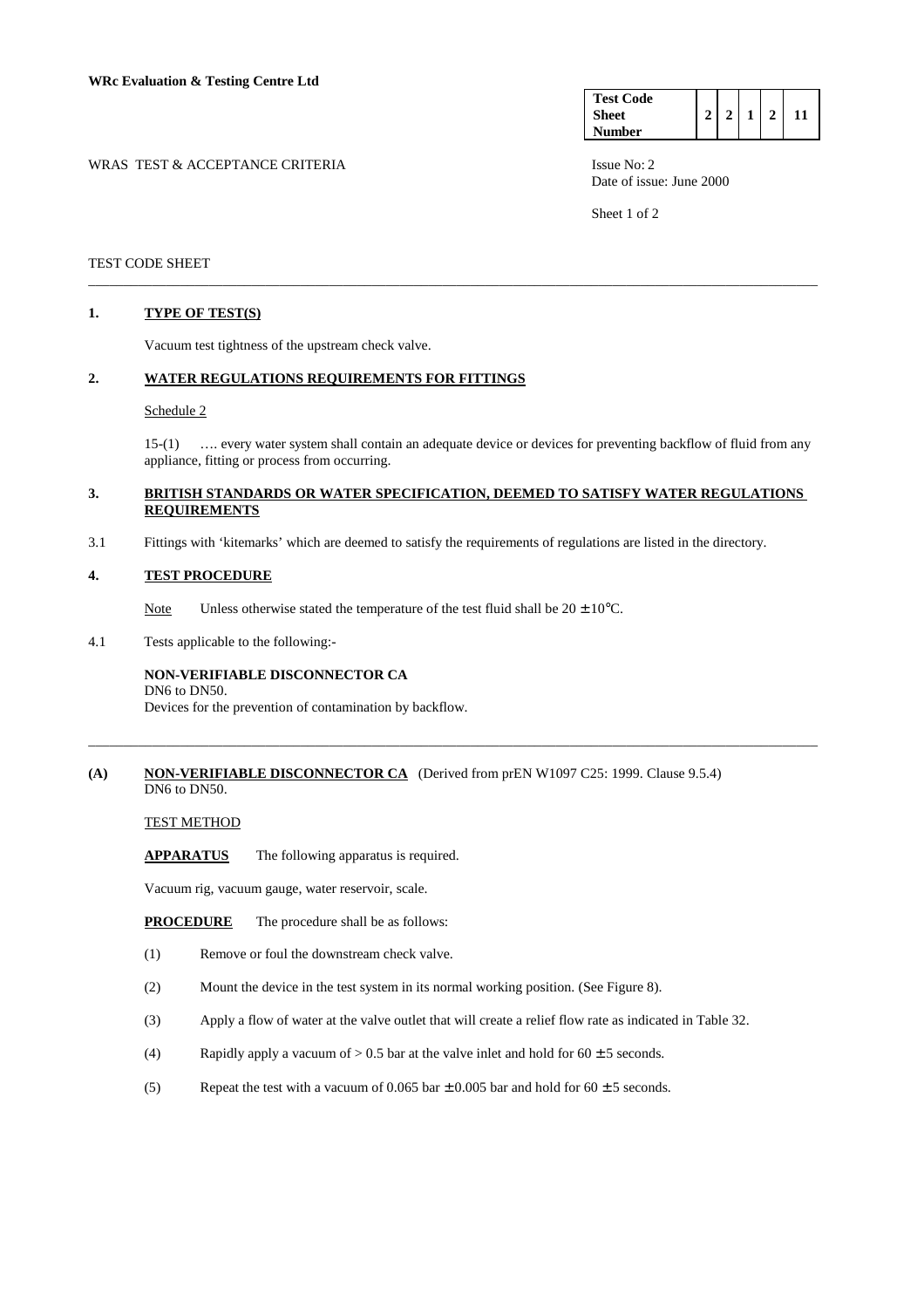**WRc Evaluation & Testing Centre Ltd**

| Test Code Sheet Number | 2 | 2 | 1 | 2 | 11 |
|---|---|---|---|---|---|

WRAS TEST & ACCEPTANCE CRITERIA

Issue No: 2
Date of issue: June 2000

TEST CODE SHEET

---

## 1. TYPE OF TEST(S)

Vacuum test tightness of the upstream check valve.

## 2. WATER REGULATIONS REQUIREMENTS FOR FITTINGS

Schedule 2

15-(1) …. every water system shall contain an adequate device or devices for preventing backflow of fluid from any appliance, fitting or process from occurring.

## 3. BRITISH STANDARDS OR WATER SPECIFICATION, DEEMED TO SATISFY WATER REGULATIONS REQUIREMENTS

3.1 Fittings with 'kitemarks' which are deemed to satisfy the requirements of regulations are listed in the directory.

## 4. TEST PROCEDURE

Note Unless otherwise stated the temperature of the test fluid shall be 20 ± 10°C.

4.1 Tests applicable to the following:-

**NON-VERIFIABLE DISCONNECTOR CA**
DN6 to DN50.
Devices for the prevention of contamination by backflow.

---

**(A) NON-VERIFIABLE DISCONNECTOR CA** (Derived from prEN W1097 C25: 1999. Clause 9.5.4)
DN6 to DN50.

TEST METHOD

**APPARATUS** The following apparatus is required.

Vacuum rig, vacuum gauge, water reservoir, scale.

**PROCEDURE** The procedure shall be as follows:

(1) Remove or foul the downstream check valve.

(2) Mount the device in the test system in its normal working position. (See Figure 8).

(3) Apply a flow of water at the valve outlet that will create a relief flow rate as indicated in Table 32.

(4) Rapidly apply a vacuum of > 0.5 bar at the valve inlet and hold for 60 ± 5 seconds.

(5) Repeat the test with a vacuum of 0.065 bar ± 0.005 bar and hold for 60 ± 5 seconds.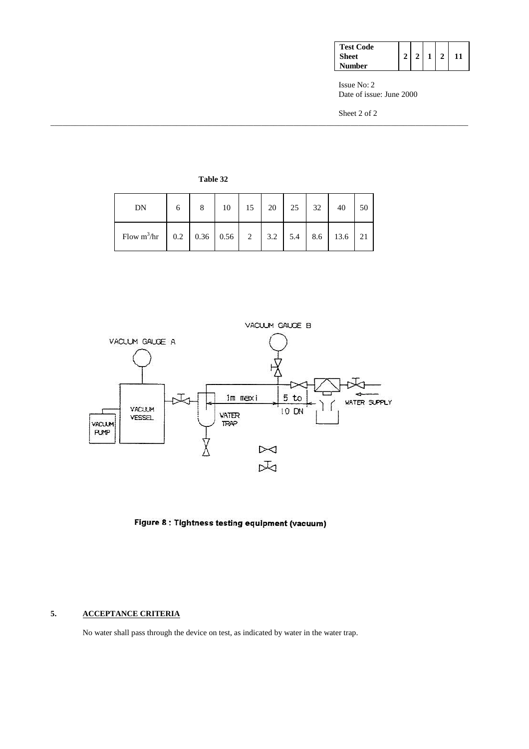**Table 32**

| DN | 6 | 8 | 10 | 15 | 20 | 25 | 32 | 40 | 50 |
|---|---|---|---|---|---|---|---|---|---|
| Flow $m^3$/hr | 0.2 | 0.36 | 0.56 | 2 | 3.2 | 5.4 | 8.6 | 13.6 | 21 |

VACUUM GAUGE B
VACUUM GAUGE A
VACUUM VESSEL
VACUUM PUMP
1m maxi
5 to 10 DN
WATER TRAP
WATER SUPPLY

Figure 8 : Tightness testing equipment (vacuum)

## 5. ACCEPTANCE CRITERIA

No water shall pass through the device on test, as indicated by water in the water trap.